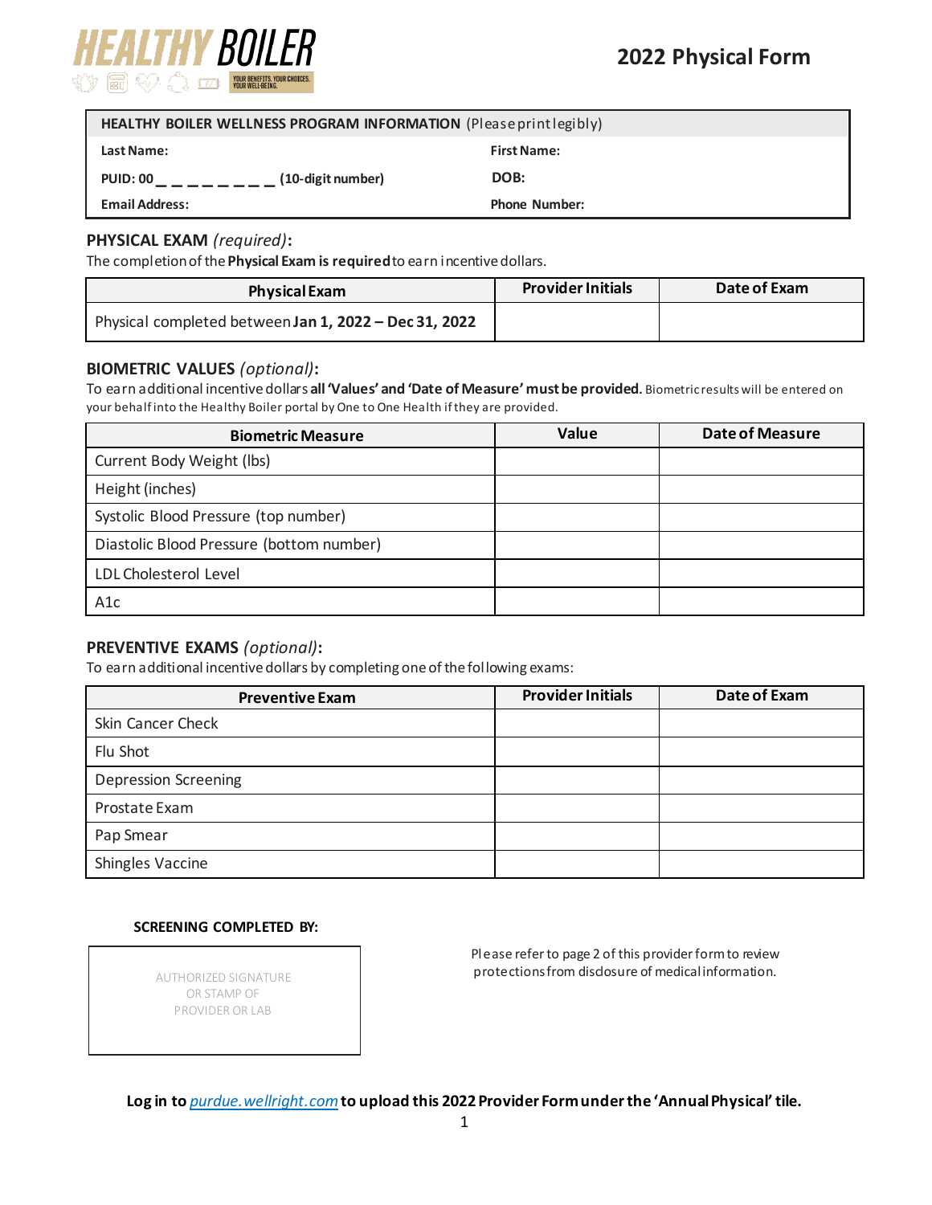# HEALTHY BOILER

YOUR BENEFITS. YOUR CHOICES. YOUR WELL-BEING.

## 2022 Physical Form

| **HEALTHY BOILER WELLNESS PROGRAM INFORMATION** (Please print legibly) | |
|---|---|
| **Last Name:** | **First Name:** |
| **PUID: 00 _ _ _ _ _ _ _ _ (10-digit number)** | **DOB:** |
| **Email Address:** | **Phone Number:** |

### PHYSICAL EXAM *(required)*:

The completion of the **Physical Exam is required** to earn incentive dollars.

| Physical Exam | Provider Initials | Date of Exam |
|---|---|---|
| Physical completed between **Jan 1, 2022 – Dec 31, 2022** | | |

### BIOMETRIC VALUES *(optional)*:

To earn additional incentive dollars **all 'Values' and 'Date of Measure' must be provided.** Biometric results will be entered on your behalf into the Healthy Boiler portal by One to One Health if they are provided.

| Biometric Measure | Value | Date of Measure |
|---|---|---|
| Current Body Weight (lbs) | | |
| Height (inches) | | |
| Systolic Blood Pressure (top number) | | |
| Diastolic Blood Pressure (bottom number) | | |
| LDL Cholesterol Level | | |
| A1c | | |

### PREVENTIVE EXAMS *(optional)*:

To earn additional incentive dollars by completing one of the following exams:

| Preventive Exam | Provider Initials | Date of Exam |
|---|---|---|
| Skin Cancer Check | | |
| Flu Shot | | |
| Depression Screening | | |
| Prostate Exam | | |
| Pap Smear | | |
| Shingles Vaccine | | |

**SCREENING COMPLETED BY:**

AUTHORIZED SIGNATURE OR STAMP OF PROVIDER OR LAB

Please refer to page 2 of this provider form to review protections from disclosure of medical information.

**Log in to *purdue.wellright.com* to upload this 2022 Provider Form under the 'Annual Physical' tile.**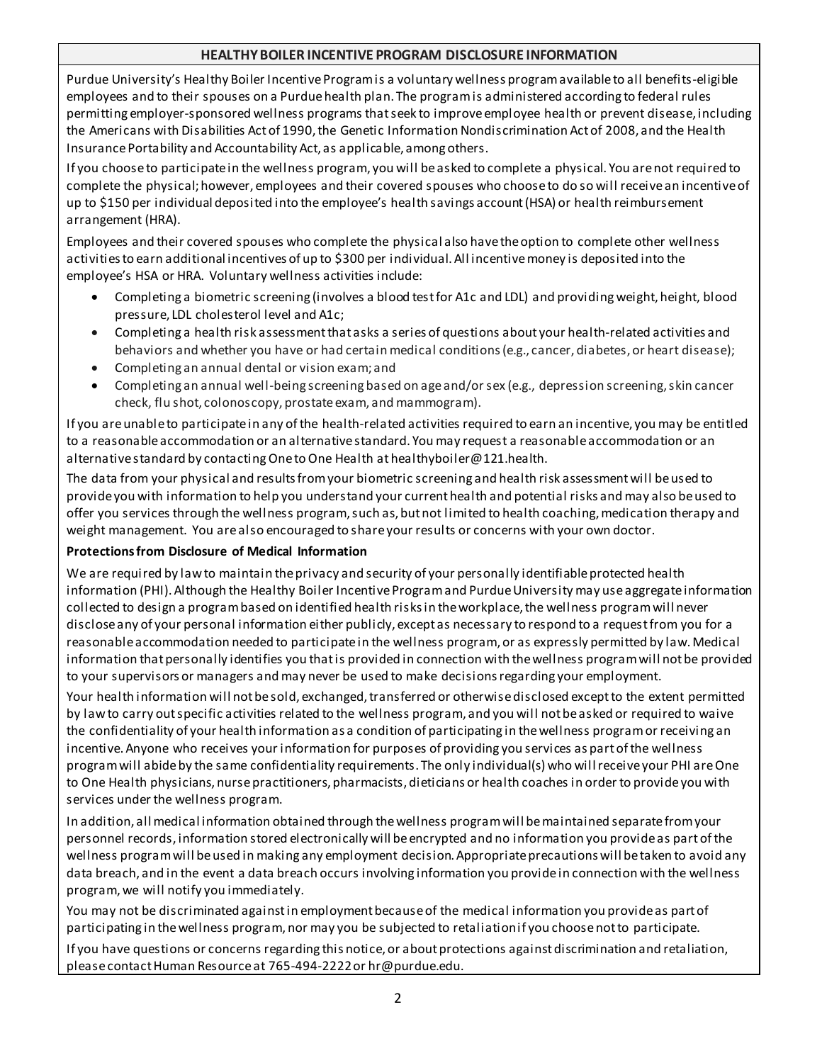## HEALTHY BOILER INCENTIVE PROGRAM DISCLOSURE INFORMATION

Purdue University's Healthy Boiler Incentive Program is a voluntary wellness program available to all benefits-eligible employees and to their spouses on a Purdue health plan. The program is administered according to federal rules permitting employer-sponsored wellness programs that seek to improve employee health or prevent disease, including the Americans with Disabilities Act of 1990, the Genetic Information Nondiscrimination Act of 2008, and the Health Insurance Portability and Accountability Act, as applicable, among others.

If you choose to participate in the wellness program, you will be asked to complete a physical. You are not required to complete the physical; however, employees and their covered spouses who choose to do so will receive an incentive of up to $150 per individual deposited into the employee's health savings account (HSA) or health reimbursement arrangement (HRA).

Employees and their covered spouses who complete the physical also have the option to complete other wellness activities to earn additional incentives of up to $300 per individual. All incentive money is deposited into the employee's HSA or HRA. Voluntary wellness activities include:

- Completing a biometric screening (involves a blood test for A1c and LDL) and providing weight, height, blood pressure, LDL cholesterol level and A1c;
- Completing a health risk assessment that asks a series of questions about your health-related activities and behaviors and whether you have or had certain medical conditions (e.g., cancer, diabetes, or heart disease);
- Completing an annual dental or vision exam; and
- Completing an annual well-being screening based on age and/or sex (e.g., depression screening, skin cancer check, flu shot, colonoscopy, prostate exam, and mammogram).

If you are unable to participate in any of the health-related activities required to earn an incentive, you may be entitled to a reasonable accommodation or an alternative standard. You may request a reasonable accommodation or an alternative standard by contacting One to One Health at healthyboiler@121.health.

The data from your physical and results from your biometric screening and health risk assessment will be used to provide you with information to help you understand your current health and potential risks and may also be used to offer you services through the wellness program, such as, but not limited to health coaching, medication therapy and weight management. You are also encouraged to share your results or concerns with your own doctor.

**Protections from Disclosure of Medical Information**

We are required by law to maintain the privacy and security of your personally identifiable protected health information (PHI). Although the Healthy Boiler Incentive Program and Purdue University may use aggregate information collected to design a program based on identified health risks in the workplace, the wellness program will never disclose any of your personal information either publicly, except as necessary to respond to a request from you for a reasonable accommodation needed to participate in the wellness program, or as expressly permitted by law. Medical information that personally identifies you that is provided in connection with the wellness program will not be provided to your supervisors or managers and may never be used to make decisions regarding your employment.

Your health information will not be sold, exchanged, transferred or otherwise disclosed except to the extent permitted by law to carry out specific activities related to the wellness program, and you will not be asked or required to waive the confidentiality of your health information as a condition of participating in the wellness program or receiving an incentive. Anyone who receives your information for purposes of providing you services as part of the wellness program will abide by the same confidentiality requirements. The only individual(s) who will receive your PHI are One to One Health physicians, nurse practitioners, pharmacists, dieticians or health coaches in order to provide you with services under the wellness program.

In addition, all medical information obtained through the wellness program will be maintained separate from your personnel records, information stored electronically will be encrypted and no information you provide as part of the wellness program will be used in making any employment decision. Appropriate precautions will be taken to avoid any data breach, and in the event a data breach occurs involving information you provide in connection with the wellness program, we will notify you immediately.

You may not be discriminated against in employment because of the medical information you provide as part of participating in the wellness program, nor may you be subjected to retaliation if you choose not to participate.

If you have questions or concerns regarding this notice, or about protections against discrimination and retaliation, please contact Human Resource at 765-494-2222 or hr@purdue.edu.